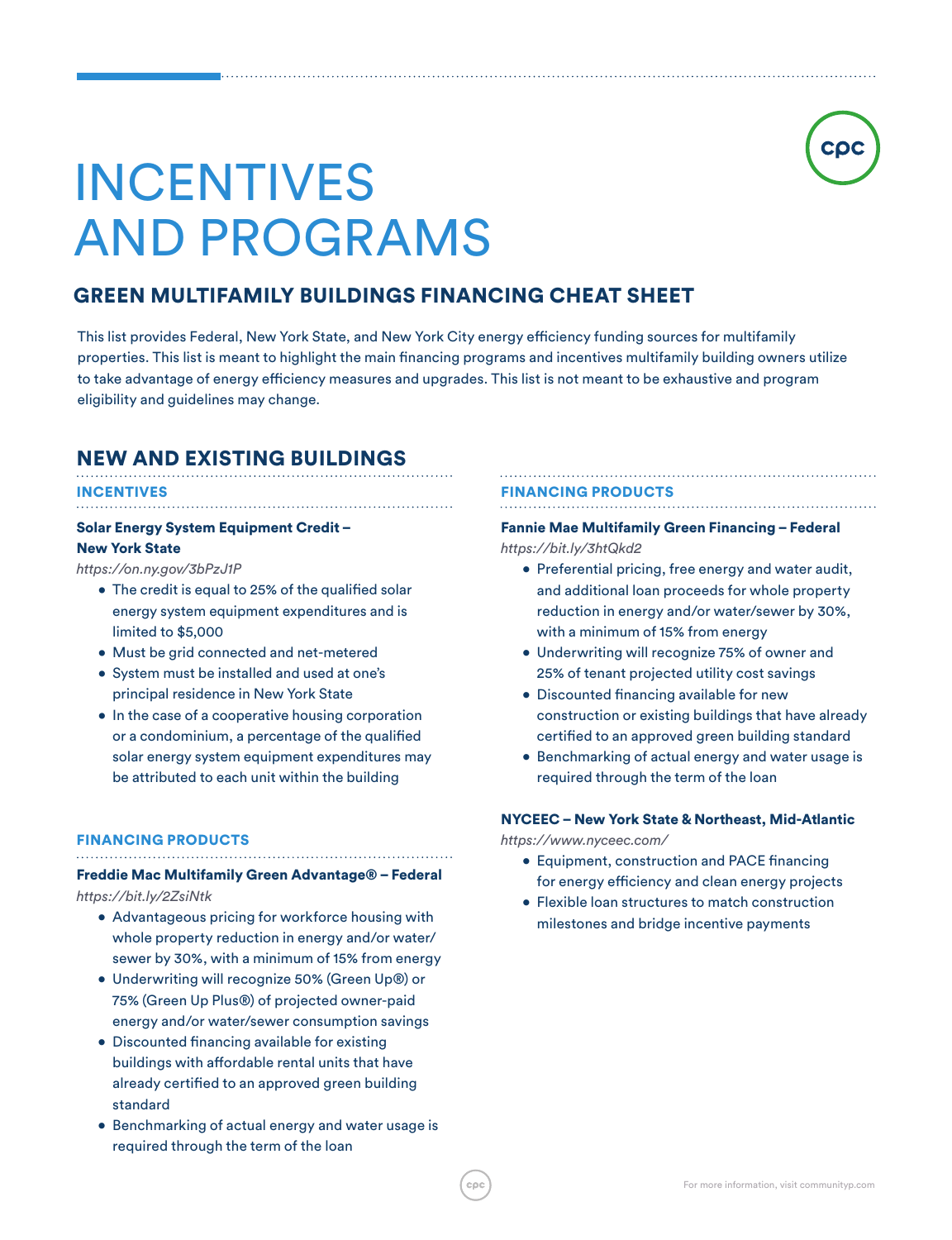# INCENTIVES AND PROGRAMS

## GREEN MULTIFAMILY BUILDINGS FINANCING CHEAT SHEET

This list provides Federal, New York State, and New York City energy efficiency funding sources for multifamily properties. This list is meant to highlight the main financing programs and incentives multifamily building owners utilize to take advantage of energy efficiency measures and upgrades. This list is not meant to be exhaustive and program eligibility and guidelines may change.

## NEW AND EXISTING BUILDINGS

### INCENTIVES

**Solar Energy System Equipment Credit – New York State**

*https://on.ny.gov/3bPzJ1P*

- The credit is equal to 25% of the qualified solar energy system equipment expenditures and is limited to $5,000
- Must be grid connected and net-metered
- System must be installed and used at one's principal residence in New York State
- In the case of a cooperative housing corporation or a condominium, a percentage of the qualified solar energy system equipment expenditures may be attributed to each unit within the building

### FINANCING PRODUCTS

**Freddie Mac Multifamily Green Advantage® – Federal**

*https://bit.ly/2ZsiNtk*

- Advantageous pricing for workforce housing with whole property reduction in energy and/or water/sewer by 30%, with a minimum of 15% from energy
- Underwriting will recognize 50% (Green Up®) or 75% (Green Up Plus®) of projected owner-paid energy and/or water/sewer consumption savings
- Discounted financing available for existing buildings with affordable rental units that have already certified to an approved green building standard
- Benchmarking of actual energy and water usage is required through the term of the loan

### FINANCING PRODUCTS

**Fannie Mae Multifamily Green Financing – Federal**

*https://bit.ly/3htQkd2*

- Preferential pricing, free energy and water audit, and additional loan proceeds for whole property reduction in energy and/or water/sewer by 30%, with a minimum of 15% from energy
- Underwriting will recognize 75% of owner and 25% of tenant projected utility cost savings
- Discounted financing available for new construction or existing buildings that have already certified to an approved green building standard
- Benchmarking of actual energy and water usage is required through the term of the loan

**NYCEEC – New York State & Northeast, Mid-Atlantic**

*https://www.nyceec.com/*

- Equipment, construction and PACE financing for energy efficiency and clean energy projects
- Flexible loan structures to match construction milestones and bridge incentive payments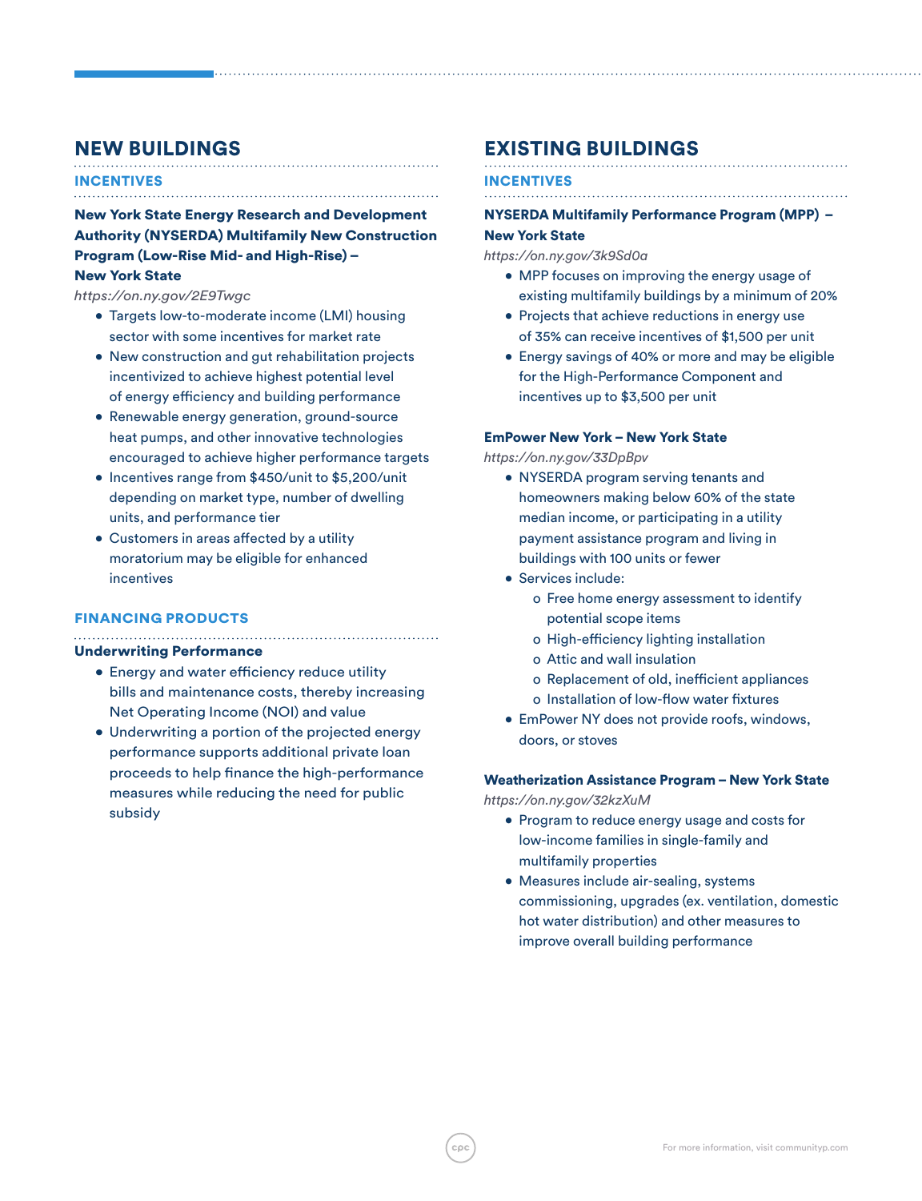## NEW BUILDINGS

### INCENTIVES

**New York State Energy Research and Development Authority (NYSERDA) Multifamily New Construction Program (Low-Rise Mid- and High-Rise) – New York State**

*https://on.ny.gov/2E9Twgc*

- Targets low-to-moderate income (LMI) housing sector with some incentives for market rate
- New construction and gut rehabilitation projects incentivized to achieve highest potential level of energy efficiency and building performance
- Renewable energy generation, ground-source heat pumps, and other innovative technologies encouraged to achieve higher performance targets
- Incentives range from $450/unit to $5,200/unit depending on market type, number of dwelling units, and performance tier
- Customers in areas affected by a utility moratorium may be eligible for enhanced incentives

### FINANCING PRODUCTS

**Underwriting Performance**

- Energy and water efficiency reduce utility bills and maintenance costs, thereby increasing Net Operating Income (NOI) and value
- Underwriting a portion of the projected energy performance supports additional private loan proceeds to help finance the high-performance measures while reducing the need for public subsidy

## EXISTING BUILDINGS

### INCENTIVES

**NYSERDA Multifamily Performance Program (MPP) – New York State**

*https://on.ny.gov/3k9Sd0a*

- MPP focuses on improving the energy usage of existing multifamily buildings by a minimum of 20%
- Projects that achieve reductions in energy use of 35% can receive incentives of $1,500 per unit
- Energy savings of 40% or more and may be eligible for the High-Performance Component and incentives up to $3,500 per unit

**EmPower New York – New York State**

*https://on.ny.gov/33DpBpv*

- NYSERDA program serving tenants and homeowners making below 60% of the state median income, or participating in a utility payment assistance program and living in buildings with 100 units or fewer
- Services include:
  - Free home energy assessment to identify potential scope items
  - High-efficiency lighting installation
  - Attic and wall insulation
  - Replacement of old, inefficient appliances
  - Installation of low-flow water fixtures
- EmPower NY does not provide roofs, windows, doors, or stoves

**Weatherization Assistance Program – New York State**

*https://on.ny.gov/32kzXuM*

- Program to reduce energy usage and costs for low-income families in single-family and multifamily properties
- Measures include air-sealing, systems commissioning, upgrades (ex. ventilation, domestic hot water distribution) and other measures to improve overall building performance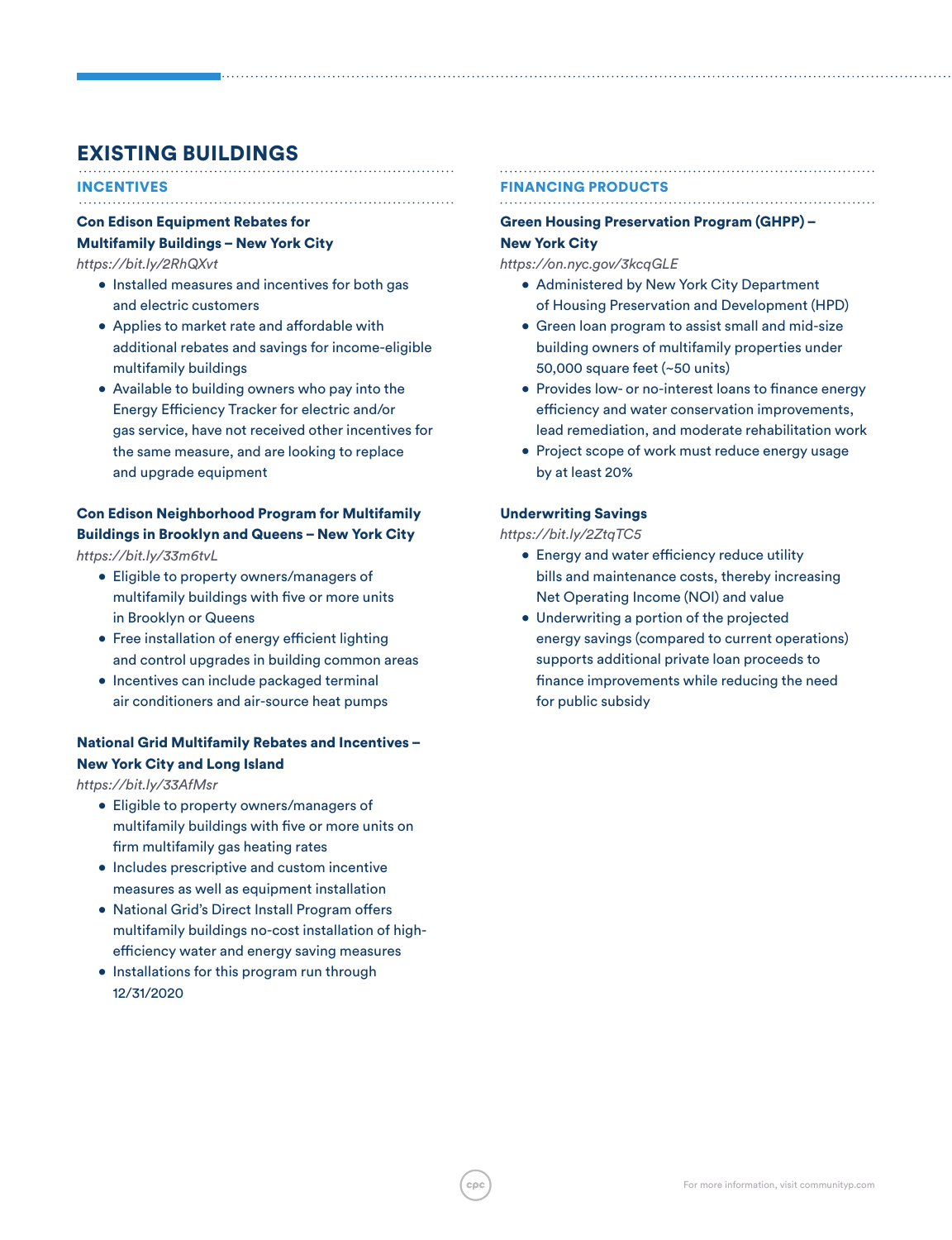# EXISTING BUILDINGS

## INCENTIVES

### Con Edison Equipment Rebates for Multifamily Buildings – New York City

*https://bit.ly/2RhQXvt*

- Installed measures and incentives for both gas and electric customers
- Applies to market rate and affordable with additional rebates and savings for income-eligible multifamily buildings
- Available to building owners who pay into the Energy Efficiency Tracker for electric and/or gas service, have not received other incentives for the same measure, and are looking to replace and upgrade equipment

### Con Edison Neighborhood Program for Multifamily Buildings in Brooklyn and Queens – New York City

*https://bit.ly/33m6tvL*

- Eligible to property owners/managers of multifamily buildings with five or more units in Brooklyn or Queens
- Free installation of energy efficient lighting and control upgrades in building common areas
- Incentives can include packaged terminal air conditioners and air-source heat pumps

### National Grid Multifamily Rebates and Incentives – New York City and Long Island

*https://bit.ly/33AfMsr*

- Eligible to property owners/managers of multifamily buildings with five or more units on firm multifamily gas heating rates
- Includes prescriptive and custom incentive measures as well as equipment installation
- National Grid's Direct Install Program offers multifamily buildings no-cost installation of high-efficiency water and energy saving measures
- Installations for this program run through 12/31/2020

## FINANCING PRODUCTS

### Green Housing Preservation Program (GHPP) – New York City

*https://on.nyc.gov/3kcqGLE*

- Administered by New York City Department of Housing Preservation and Development (HPD)
- Green loan program to assist small and mid-size building owners of multifamily properties under 50,000 square feet (~50 units)
- Provides low- or no-interest loans to finance energy efficiency and water conservation improvements, lead remediation, and moderate rehabilitation work
- Project scope of work must reduce energy usage by at least 20%

### Underwriting Savings

*https://bit.ly/2ZtqTC5*

- Energy and water efficiency reduce utility bills and maintenance costs, thereby increasing Net Operating Income (NOI) and value
- Underwriting a portion of the projected energy savings (compared to current operations) supports additional private loan proceeds to finance improvements while reducing the need for public subsidy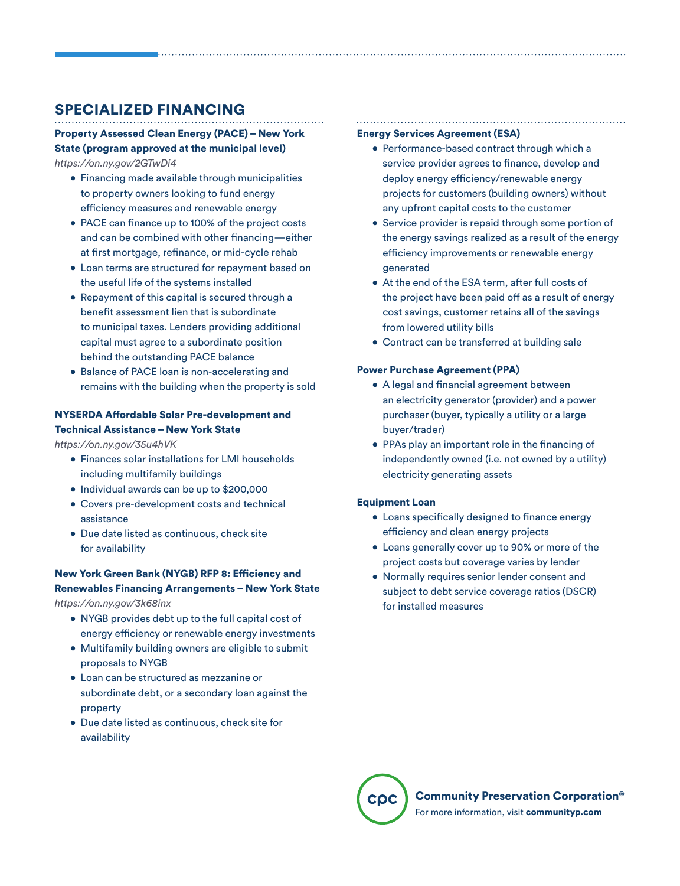## SPECIALIZED FINANCING

### Property Assessed Clean Energy (PACE) – New York State (program approved at the municipal level)

*https://on.ny.gov/2GTwDi4*

- Financing made available through municipalities to property owners looking to fund energy efficiency measures and renewable energy
- PACE can finance up to 100% of the project costs and can be combined with other financing—either at first mortgage, refinance, or mid-cycle rehab
- Loan terms are structured for repayment based on the useful life of the systems installed
- Repayment of this capital is secured through a benefit assessment lien that is subordinate to municipal taxes. Lenders providing additional capital must agree to a subordinate position behind the outstanding PACE balance
- Balance of PACE loan is non-accelerating and remains with the building when the property is sold

### NYSERDA Affordable Solar Pre-development and Technical Assistance – New York State

*https://on.ny.gov/35u4hVK*

- Finances solar installations for LMI households including multifamily buildings
- Individual awards can be up to $200,000
- Covers pre-development costs and technical assistance
- Due date listed as continuous, check site for availability

### New York Green Bank (NYGB) RFP 8: Efficiency and Renewables Financing Arrangements – New York State

*https://on.ny.gov/3k68inx*

- NYGB provides debt up to the full capital cost of energy efficiency or renewable energy investments
- Multifamily building owners are eligible to submit proposals to NYGB
- Loan can be structured as mezzanine or subordinate debt, or a secondary loan against the property
- Due date listed as continuous, check site for availability

### Energy Services Agreement (ESA)

- Performance-based contract through which a service provider agrees to finance, develop and deploy energy efficiency/renewable energy projects for customers (building owners) without any upfront capital costs to the customer
- Service provider is repaid through some portion of the energy savings realized as a result of the energy efficiency improvements or renewable energy generated
- At the end of the ESA term, after full costs of the project have been paid off as a result of energy cost savings, customer retains all of the savings from lowered utility bills
- Contract can be transferred at building sale

### Power Purchase Agreement (PPA)

- A legal and financial agreement between an electricity generator (provider) and a power purchaser (buyer, typically a utility or a large buyer/trader)
- PPAs play an important role in the financing of independently owned (i.e. not owned by a utility) electricity generating assets

### Equipment Loan

- Loans specifically designed to finance energy efficiency and clean energy projects
- Loans generally cover up to 90% or more of the project costs but coverage varies by lender
- Normally requires senior lender consent and subject to debt service coverage ratios (DSCR) for installed measures

cpc **Community Preservation Corporation®**
For more information, visit **communityp.com**